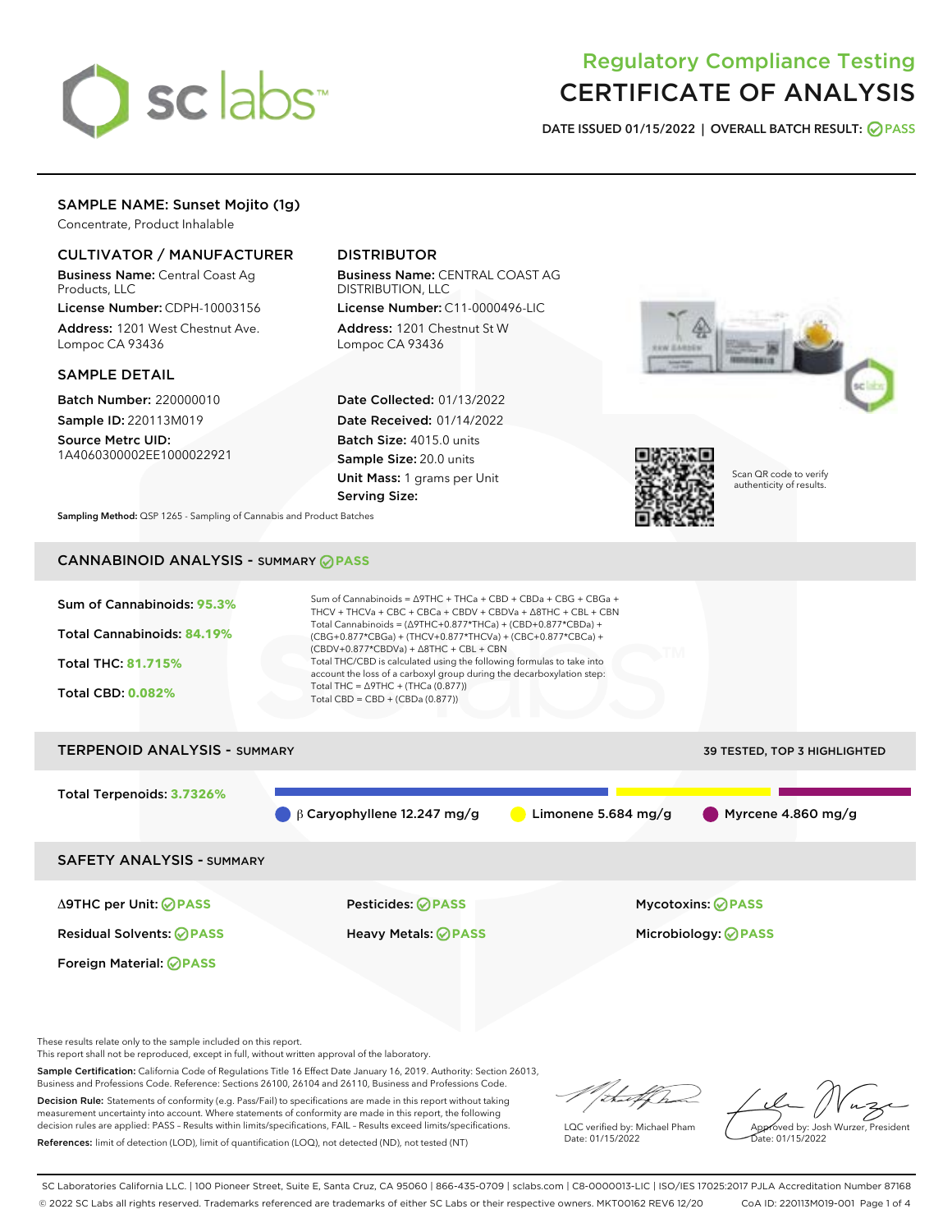# Regulatory Compliance Testing
# CERTIFICATE OF ANALYSIS

**DATE ISSUED 01/15/2022 | OVERALL BATCH RESULT: PASS**

## SAMPLE NAME: Sunset Mojito (1g)

Concentrate, Product Inhalable

### CULTIVATOR / MANUFACTURER

**Business Name:** Central Coast Ag Products, LLC

**License Number:** CDPH-10003156

**Address:** 1201 West Chestnut Ave. Lompoc CA 93436

### DISTRIBUTOR

**Business Name:** CENTRAL COAST AG DISTRIBUTION, LLC

**License Number:** C11-0000496-LIC

**Address:** 1201 Chestnut St W Lompoc CA 93436

### SAMPLE DETAIL

**Batch Number:** 220000010

**Sample ID:** 220113M019

**Source Metrc UID:** 1A4060300002EE1000022921

**Date Collected:** 01/13/2022

**Date Received:** 01/14/2022

**Batch Size:** 4015.0 units

**Sample Size:** 20.0 units

**Unit Mass:** 1 grams per Unit

**Serving Size:**

Scan QR code to verify authenticity of results.

**Sampling Method:** QSP 1265 - Sampling of Cannabis and Product Batches

## CANNABINOID ANALYSIS - SUMMARY PASS

**Sum of Cannabinoids:** 95.3%

**Total Cannabinoids:** 84.19%

**Total THC:** 81.715%

**Total CBD:** 0.082%

Sum of Cannabinoids = Δ9THC + THCa + CBD + CBDa + CBG + CBGa + THCV + THCVa + CBC + CBCa + CBDV + CBDVa + Δ8THC + CBL + CBN

Total Cannabinoids = (Δ9THC+0.877*THCa) + (CBD+0.877*CBDa) + (CBG+0.877*CBGa) + (THCV+0.877*THCVa) + (CBC+0.877*CBCa) + (CBDV+0.877*CBDVa) + Δ8THC + CBL + CBN

Total THC/CBD is calculated using the following formulas to take into account the loss of a carboxyl group during the decarboxylation step:

Total THC = Δ9THC + (THCa (0.877))

Total CBD = CBD + (CBDa (0.877))

## TERPENOID ANALYSIS - SUMMARY

39 TESTED, TOP 3 HIGHLIGHTED

**Total Terpenoids:** 3.7326%

β Caryophyllene 12.247 mg/g

Limonene 5.684 mg/g

Myrcene 4.860 mg/g

## SAFETY ANALYSIS - SUMMARY

Δ9THC per Unit: PASS

Pesticides: PASS

Mycotoxins: PASS

Residual Solvents: PASS

Heavy Metals: PASS

Microbiology: PASS

Foreign Material: PASS

These results relate only to the sample included on this report.
This report shall not be reproduced, except in full, without written approval of the laboratory.

**Sample Certification:** California Code of Regulations Title 16 Effect Date January 16, 2019. Authority: Section 26013, Business and Professions Code. Reference: Sections 26100, 26104 and 26110, Business and Professions Code.

**Decision Rule:** Statements of conformity (e.g. Pass/Fail) to specifications are made in this report without taking measurement uncertainty into account. Where statements of conformity are made in this report, the following decision rules are applied: PASS – Results within limits/specifications, FAIL – Results exceed limits/specifications.

**References:** limit of detection (LOD), limit of quantification (LOQ), not detected (ND), not tested (NT)

LQC verified by: Michael Pham
Date: 01/15/2022

Approved by: Josh Wurzer, President
Date: 01/15/2022

SC Laboratories California LLC. | 100 Pioneer Street, Suite E, Santa Cruz, CA 95060 | 866-435-0709 | sclabs.com | C8-0000013-LIC | ISO/IES 17025:2017 PJLA Accreditation Number 87168
© 2022 SC Labs all rights reserved. Trademarks referenced are trademarks of either SC Labs or their respective owners. MKT00162 REV6 12/20 CoA ID: 220113M019-001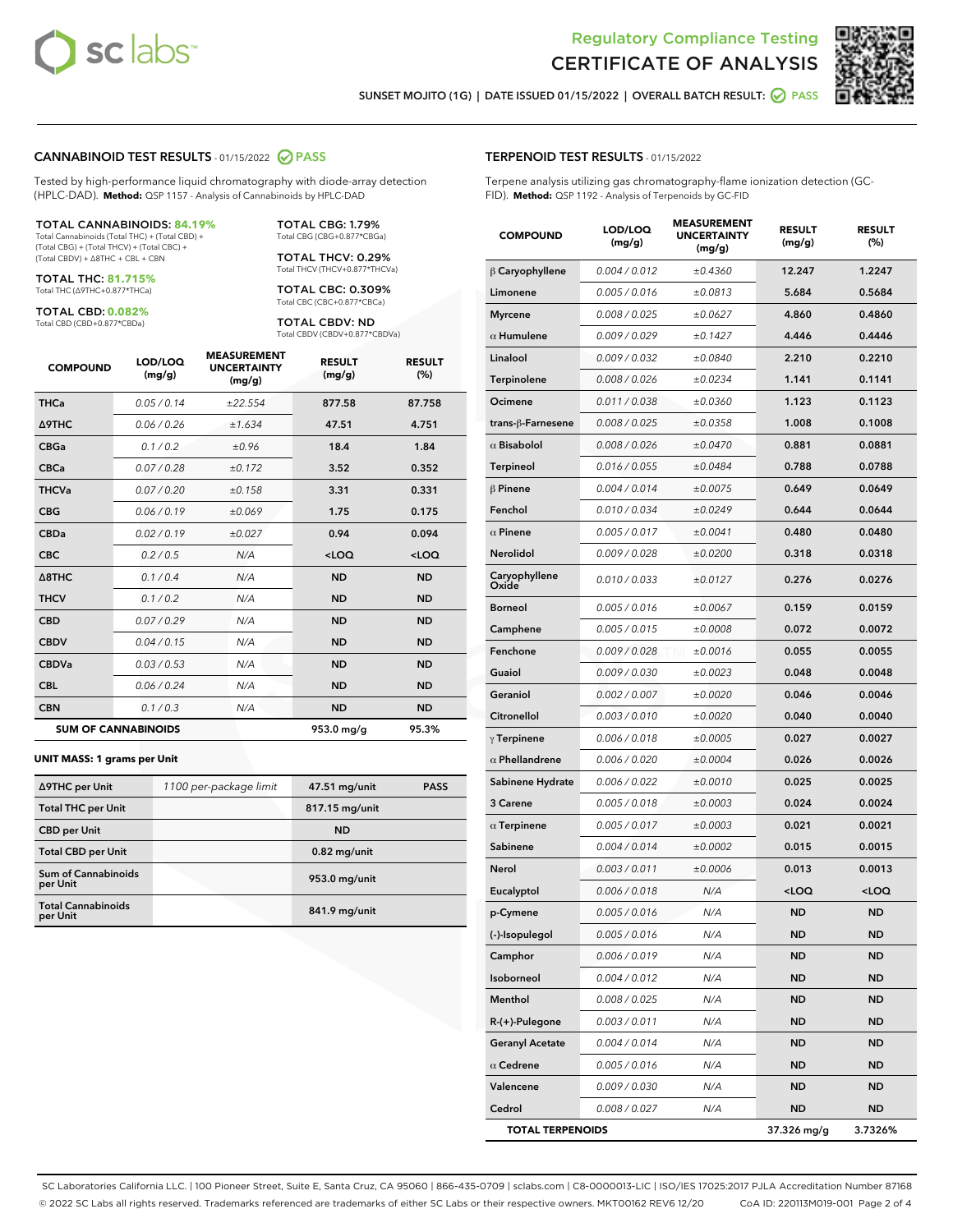# Regulatory Compliance Testing
# CERTIFICATE OF ANALYSIS

SUNSET MOJITO (1G) | DATE ISSUED 01/15/2022 | OVERALL BATCH RESULT: PASS

## CANNABINOID TEST RESULTS - 01/15/2022 PASS

Tested by high-performance liquid chromatography with diode-array detection (HPLC-DAD). **Method:** QSP 1157 - Analysis of Cannabinoids by HPLC-DAD

**TOTAL CANNABINOIDS: 84.19%**
Total Cannabinoids (Total THC) + (Total CBD) + (Total CBG) + (Total THCV) + (Total CBC) + (Total CBDV) + Δ8THC + CBL + CBN

**TOTAL THC: 81.715%**
Total THC (Δ9THC+0.877*THCa)

**TOTAL CBD: 0.082%**
Total CBD (CBD+0.877*CBDa)

**TOTAL CBG: 1.79%**
Total CBG (CBG+0.877*CBGa)

**TOTAL THCV: 0.29%**
Total THCV (THCV+0.877*THCVa)

**TOTAL CBC: 0.309%**
Total CBC (CBC+0.877*CBCa)

**TOTAL CBDV: ND**
Total CBDV (CBDV+0.877*CBDVa)

| COMPOUND | LOD/LOQ (mg/g) | MEASUREMENT UNCERTAINTY (mg/g) | RESULT (mg/g) | RESULT (%) |
|---|---|---|---|---|
| THCa | 0.05 / 0.14 | ±22.554 | 877.58 | 87.758 |
| Δ9THC | 0.06 / 0.26 | ±1.634 | 47.51 | 4.751 |
| CBGa | 0.1 / 0.2 | ±0.96 | 18.4 | 1.84 |
| CBCa | 0.07 / 0.28 | ±0.172 | 3.52 | 0.352 |
| THCVa | 0.07 / 0.20 | ±0.158 | 3.31 | 0.331 |
| CBG | 0.06 / 0.19 | ±0.069 | 1.75 | 0.175 |
| CBDa | 0.02 / 0.19 | ±0.027 | 0.94 | 0.094 |
| CBC | 0.2 / 0.5 | N/A | <LOQ | <LOQ |
| Δ8THC | 0.1 / 0.4 | N/A | ND | ND |
| THCV | 0.1 / 0.2 | N/A | ND | ND |
| CBD | 0.07 / 0.29 | N/A | ND | ND |
| CBDV | 0.04 / 0.15 | N/A | ND | ND |
| CBDVa | 0.03 / 0.53 | N/A | ND | ND |
| CBL | 0.06 / 0.24 | N/A | ND | ND |
| CBN | 0.1 / 0.3 | N/A | ND | ND |
| **SUM OF CANNABINOIDS** | | | 953.0 mg/g | 95.3% |

### UNIT MASS: 1 grams per Unit

| | | | |
|---|---|---|---|
| Δ9THC per Unit | 1100 per-package limit | 47.51 mg/unit | PASS |
| Total THC per Unit | | 817.15 mg/unit | |
| CBD per Unit | | ND | |
| Total CBD per Unit | | 0.82 mg/unit | |
| Sum of Cannabinoids per Unit | | 953.0 mg/unit | |
| Total Cannabinoids per Unit | | 841.9 mg/unit | |

## TERPENOID TEST RESULTS - 01/15/2022

Terpene analysis utilizing gas chromatography-flame ionization detection (GC-FID). **Method:** QSP 1192 - Analysis of Terpenoids by GC-FID

| COMPOUND | LOD/LOQ (mg/g) | MEASUREMENT UNCERTAINTY (mg/g) | RESULT (mg/g) | RESULT (%) |
|---|---|---|---|---|
| β Caryophyllene | 0.004 / 0.012 | ±0.4360 | 12.247 | 1.2247 |
| Limonene | 0.005 / 0.016 | ±0.0813 | 5.684 | 0.5684 |
| Myrcene | 0.008 / 0.025 | ±0.0627 | 4.860 | 0.4860 |
| α Humulene | 0.009 / 0.029 | ±0.1427 | 4.446 | 0.4446 |
| Linalool | 0.009 / 0.032 | ±0.0840 | 2.210 | 0.2210 |
| Terpinolene | 0.008 / 0.026 | ±0.0234 | 1.141 | 0.1141 |
| Ocimene | 0.011 / 0.038 | ±0.0360 | 1.123 | 0.1123 |
| trans-β-Farnesene | 0.008 / 0.025 | ±0.0358 | 1.008 | 0.1008 |
| α Bisabolol | 0.008 / 0.026 | ±0.0470 | 0.881 | 0.0881 |
| Terpineol | 0.016 / 0.055 | ±0.0484 | 0.788 | 0.0788 |
| β Pinene | 0.004 / 0.014 | ±0.0075 | 0.649 | 0.0649 |
| Fenchol | 0.010 / 0.034 | ±0.0249 | 0.644 | 0.0644 |
| α Pinene | 0.005 / 0.017 | ±0.0041 | 0.480 | 0.0480 |
| Nerolidol | 0.009 / 0.028 | ±0.0200 | 0.318 | 0.0318 |
| Caryophyllene Oxide | 0.010 / 0.033 | ±0.0127 | 0.276 | 0.0276 |
| Borneol | 0.005 / 0.016 | ±0.0067 | 0.159 | 0.0159 |
| Camphene | 0.005 / 0.015 | ±0.0008 | 0.072 | 0.0072 |
| Fenchone | 0.009 / 0.028 | ±0.0016 | 0.055 | 0.0055 |
| Guaiol | 0.009 / 0.030 | ±0.0023 | 0.048 | 0.0048 |
| Geraniol | 0.002 / 0.007 | ±0.0020 | 0.046 | 0.0046 |
| Citronellol | 0.003 / 0.010 | ±0.0020 | 0.040 | 0.0040 |
| γ Terpinene | 0.006 / 0.018 | ±0.0005 | 0.027 | 0.0027 |
| α Phellandrene | 0.006 / 0.020 | ±0.0004 | 0.026 | 0.0026 |
| Sabinene Hydrate | 0.006 / 0.022 | ±0.0010 | 0.025 | 0.0025 |
| 3 Carene | 0.005 / 0.018 | ±0.0003 | 0.024 | 0.0024 |
| α Terpinene | 0.005 / 0.017 | ±0.0003 | 0.021 | 0.0021 |
| Sabinene | 0.004 / 0.014 | ±0.0002 | 0.015 | 0.0015 |
| Nerol | 0.003 / 0.011 | ±0.0006 | 0.013 | 0.0013 |
| Eucalyptol | 0.006 / 0.018 | N/A | <LOQ | <LOQ |
| p-Cymene | 0.005 / 0.016 | N/A | ND | ND |
| (-)-Isopulegol | 0.005 / 0.016 | N/A | ND | ND |
| Camphor | 0.006 / 0.019 | N/A | ND | ND |
| Isoborneol | 0.004 / 0.012 | N/A | ND | ND |
| Menthol | 0.008 / 0.025 | N/A | ND | ND |
| R-(+)-Pulegone | 0.003 / 0.011 | N/A | ND | ND |
| Geranyl Acetate | 0.004 / 0.014 | N/A | ND | ND |
| α Cedrene | 0.005 / 0.016 | N/A | ND | ND |
| Valencene | 0.009 / 0.030 | N/A | ND | ND |
| Cedrol | 0.008 / 0.027 | N/A | ND | ND |
| **TOTAL TERPENOIDS** | | | 37.326 mg/g | 3.7326% |

SC Laboratories California LLC. | 100 Pioneer Street, Suite E, Santa Cruz, CA 95060 | 866-435-0709 | sclabs.com | C8-0000013-LIC | ISO/IES 17025:2017 PJLA Accreditation Number 87168
© 2022 SC Labs all rights reserved. Trademarks referenced are trademarks of either SC Labs or their respective owners. MKT00162 REV6 12/20 CoA ID: 220113M019-001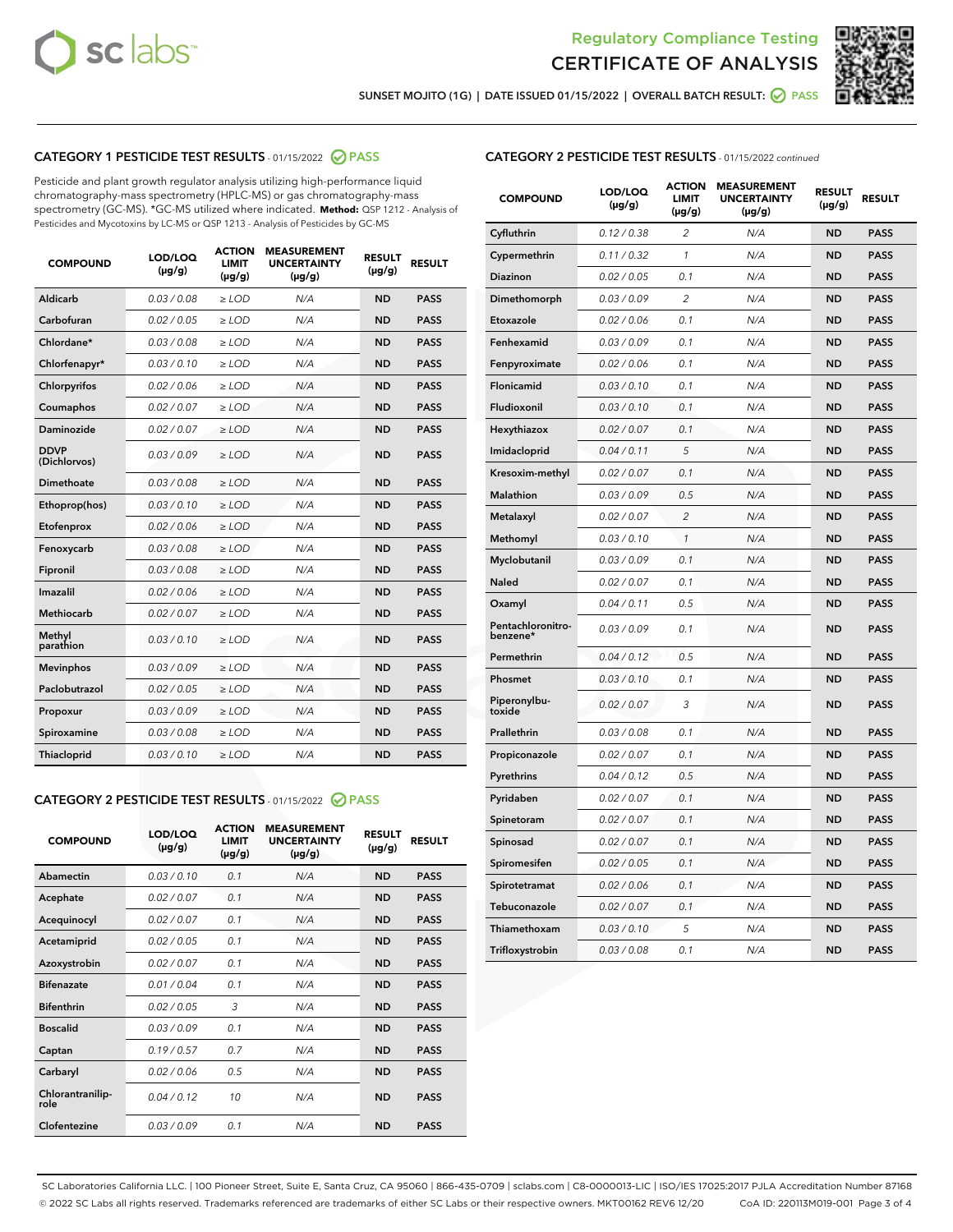Regulatory Compliance Testing

# CERTIFICATE OF ANALYSIS

SUNSET MOJITO (1G) | DATE ISSUED 01/15/2022 | OVERALL BATCH RESULT: PASS

## CATEGORY 1 PESTICIDE TEST RESULTS - 01/15/2022 PASS

Pesticide and plant growth regulator analysis utilizing high-performance liquid chromatography-mass spectrometry (HPLC-MS) or gas chromatography-mass spectrometry (GC-MS). *GC-MS utilized where indicated. **Method:** QSP 1212 - Analysis of Pesticides and Mycotoxins by LC-MS or QSP 1213 - Analysis of Pesticides by GC-MS

| COMPOUND | LOD/LOQ (µg/g) | ACTION LIMIT (µg/g) | MEASUREMENT UNCERTAINTY (µg/g) | RESULT (µg/g) | RESULT |
|---|---|---|---|---|---|
| Aldicarb | 0.03 / 0.08 | ≥ LOD | N/A | ND | PASS |
| Carbofuran | 0.02 / 0.05 | ≥ LOD | N/A | ND | PASS |
| Chlordane* | 0.03 / 0.08 | ≥ LOD | N/A | ND | PASS |
| Chlorfenapyr* | 0.03 / 0.10 | ≥ LOD | N/A | ND | PASS |
| Chlorpyrifos | 0.02 / 0.06 | ≥ LOD | N/A | ND | PASS |
| Coumaphos | 0.02 / 0.07 | ≥ LOD | N/A | ND | PASS |
| Daminozide | 0.02 / 0.07 | ≥ LOD | N/A | ND | PASS |
| DDVP (Dichlorvos) | 0.03 / 0.09 | ≥ LOD | N/A | ND | PASS |
| Dimethoate | 0.03 / 0.08 | ≥ LOD | N/A | ND | PASS |
| Ethoprop(hos) | 0.03 / 0.10 | ≥ LOD | N/A | ND | PASS |
| Etofenprox | 0.02 / 0.06 | ≥ LOD | N/A | ND | PASS |
| Fenoxycarb | 0.03 / 0.08 | ≥ LOD | N/A | ND | PASS |
| Fipronil | 0.03 / 0.08 | ≥ LOD | N/A | ND | PASS |
| Imazalil | 0.02 / 0.06 | ≥ LOD | N/A | ND | PASS |
| Methiocarb | 0.02 / 0.07 | ≥ LOD | N/A | ND | PASS |
| Methyl parathion | 0.03 / 0.10 | ≥ LOD | N/A | ND | PASS |
| Mevinphos | 0.03 / 0.09 | ≥ LOD | N/A | ND | PASS |
| Paclobutrazol | 0.02 / 0.05 | ≥ LOD | N/A | ND | PASS |
| Propoxur | 0.03 / 0.09 | ≥ LOD | N/A | ND | PASS |
| Spiroxamine | 0.03 / 0.08 | ≥ LOD | N/A | ND | PASS |
| Thiacloprid | 0.03 / 0.10 | ≥ LOD | N/A | ND | PASS |

## CATEGORY 2 PESTICIDE TEST RESULTS - 01/15/2022 PASS

| COMPOUND | LOD/LOQ (µg/g) | ACTION LIMIT (µg/g) | MEASUREMENT UNCERTAINTY (µg/g) | RESULT (µg/g) | RESULT |
|---|---|---|---|---|---|
| Abamectin | 0.03 / 0.10 | 0.1 | N/A | ND | PASS |
| Acephate | 0.02 / 0.07 | 0.1 | N/A | ND | PASS |
| Acequinocyl | 0.02 / 0.07 | 0.1 | N/A | ND | PASS |
| Acetamiprid | 0.02 / 0.05 | 0.1 | N/A | ND | PASS |
| Azoxystrobin | 0.02 / 0.07 | 0.1 | N/A | ND | PASS |
| Bifenazate | 0.01 / 0.04 | 0.1 | N/A | ND | PASS |
| Bifenthrin | 0.02 / 0.05 | 3 | N/A | ND | PASS |
| Boscalid | 0.03 / 0.09 | 0.1 | N/A | ND | PASS |
| Captan | 0.19 / 0.57 | 0.7 | N/A | ND | PASS |
| Carbaryl | 0.02 / 0.06 | 0.5 | N/A | ND | PASS |
| Chlorantraniliprole | 0.04 / 0.12 | 10 | N/A | ND | PASS |
| Clofentezine | 0.03 / 0.09 | 0.1 | N/A | ND | PASS |
| Cyfluthrin | 0.12 / 0.38 | 2 | N/A | ND | PASS |
| Cypermethrin | 0.11 / 0.32 | 1 | N/A | ND | PASS |
| Diazinon | 0.02 / 0.05 | 0.1 | N/A | ND | PASS |
| Dimethomorph | 0.03 / 0.09 | 2 | N/A | ND | PASS |
| Etoxazole | 0.02 / 0.06 | 0.1 | N/A | ND | PASS |
| Fenhexamid | 0.03 / 0.09 | 0.1 | N/A | ND | PASS |
| Fenpyroximate | 0.02 / 0.06 | 0.1 | N/A | ND | PASS |
| Flonicamid | 0.03 / 0.10 | 0.1 | N/A | ND | PASS |
| Fludioxonil | 0.03 / 0.10 | 0.1 | N/A | ND | PASS |
| Hexythiazox | 0.02 / 0.07 | 0.1 | N/A | ND | PASS |
| Imidacloprid | 0.04 / 0.11 | 5 | N/A | ND | PASS |
| Kresoxim-methyl | 0.02 / 0.07 | 0.1 | N/A | ND | PASS |
| Malathion | 0.03 / 0.09 | 0.5 | N/A | ND | PASS |
| Metalaxyl | 0.02 / 0.07 | 2 | N/A | ND | PASS |
| Methomyl | 0.03 / 0.10 | 1 | N/A | ND | PASS |
| Myclobutanil | 0.03 / 0.09 | 0.1 | N/A | ND | PASS |
| Naled | 0.02 / 0.07 | 0.1 | N/A | ND | PASS |
| Oxamyl | 0.04 / 0.11 | 0.5 | N/A | ND | PASS |
| Pentachloronitrobenzene* | 0.03 / 0.09 | 0.1 | N/A | ND | PASS |
| Permethrin | 0.04 / 0.12 | 0.5 | N/A | ND | PASS |
| Phosmet | 0.03 / 0.10 | 0.1 | N/A | ND | PASS |
| Piperonylbutoxide | 0.02 / 0.07 | 3 | N/A | ND | PASS |
| Prallethrin | 0.03 / 0.08 | 0.1 | N/A | ND | PASS |
| Propiconazole | 0.02 / 0.07 | 0.1 | N/A | ND | PASS |
| Pyrethrins | 0.04 / 0.12 | 0.5 | N/A | ND | PASS |
| Pyridaben | 0.02 / 0.07 | 0.1 | N/A | ND | PASS |
| Spinetoram | 0.02 / 0.07 | 0.1 | N/A | ND | PASS |
| Spinosad | 0.02 / 0.07 | 0.1 | N/A | ND | PASS |
| Spiromesifen | 0.02 / 0.05 | 0.1 | N/A | ND | PASS |
| Spirotetramat | 0.02 / 0.06 | 0.1 | N/A | ND | PASS |
| Tebuconazole | 0.02 / 0.07 | 0.1 | N/A | ND | PASS |
| Thiamethoxam | 0.03 / 0.10 | 5 | N/A | ND | PASS |
| Trifloxystrobin | 0.03 / 0.08 | 0.1 | N/A | ND | PASS |

SC Laboratories California LLC. | 100 Pioneer Street, Suite E, Santa Cruz, CA 95060 | 866-435-0709 | sclabs.com | C8-0000013-LIC | ISO/IES 17025:2017 PJLA Accreditation Number 87168
© 2022 SC Labs all rights reserved. Trademarks referenced are trademarks of either SC Labs or their respective owners. MKT00162 REV6 12/20 CoA ID: 220113M019-001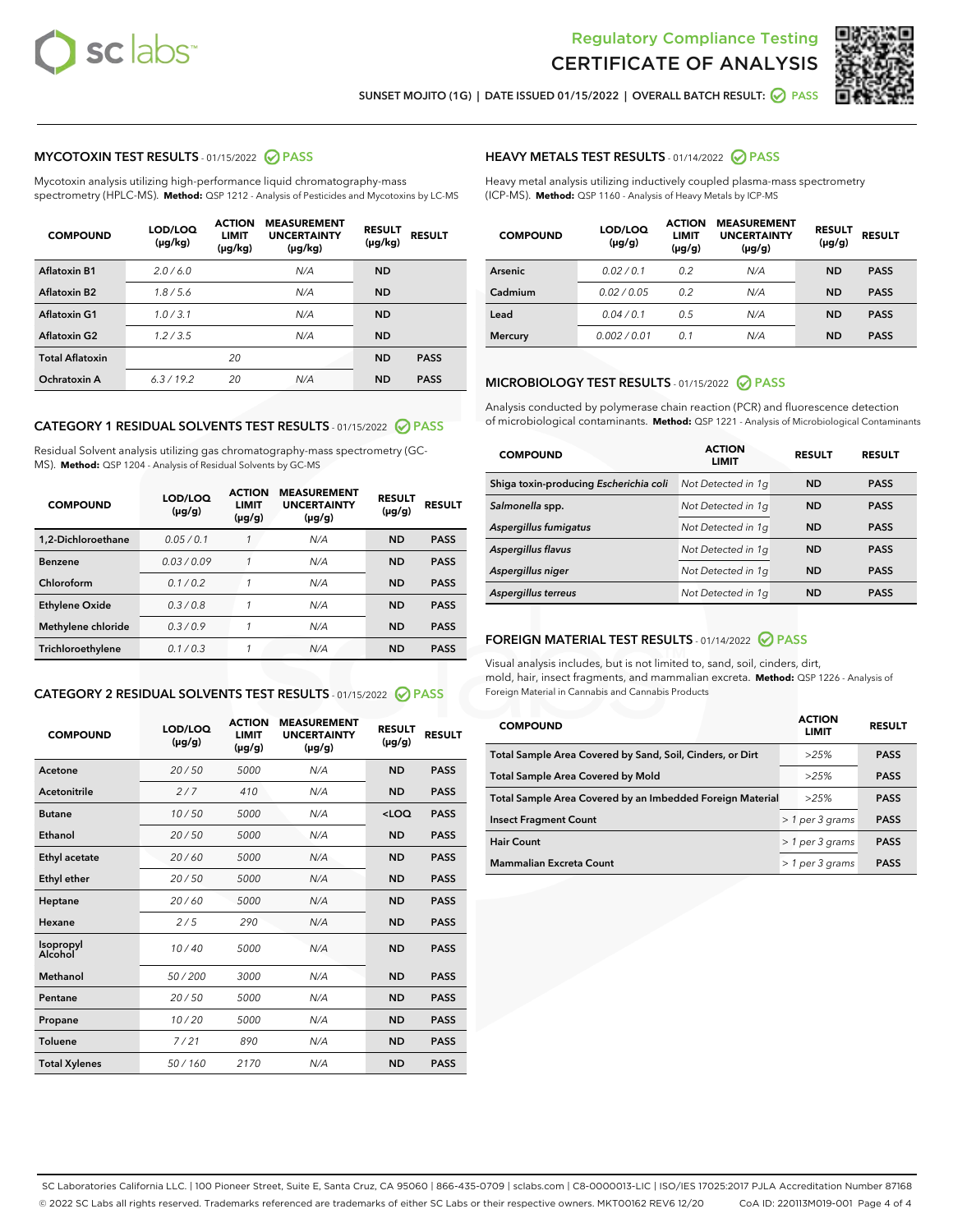Regulatory Compliance Testing

# CERTIFICATE OF ANALYSIS

SUNSET MOJITO (1G) | DATE ISSUED 01/15/2022 | OVERALL BATCH RESULT: PASS

## MYCOTOXIN TEST RESULTS - 01/15/2022 PASS

Mycotoxin analysis utilizing high-performance liquid chromatography-mass spectrometry (HPLC-MS). **Method:** QSP 1212 - Analysis of Pesticides and Mycotoxins by LC-MS

| COMPOUND | LOD/LOQ (µg/kg) | ACTION LIMIT (µg/kg) | MEASUREMENT UNCERTAINTY (µg/kg) | RESULT (µg/kg) | RESULT |
|---|---|---|---|---|---|
| Aflatoxin B1 | 2.0 / 6.0 | | N/A | ND | |
| Aflatoxin B2 | 1.8 / 5.6 | | N/A | ND | |
| Aflatoxin G1 | 1.0 / 3.1 | | N/A | ND | |
| Aflatoxin G2 | 1.2 / 3.5 | | N/A | ND | |
| Total Aflatoxin | | 20 | | ND | PASS |
| Ochratoxin A | 6.3 / 19.2 | 20 | N/A | ND | PASS |

## CATEGORY 1 RESIDUAL SOLVENTS TEST RESULTS - 01/15/2022 PASS

Residual Solvent analysis utilizing gas chromatography-mass spectrometry (GC-MS). **Method:** QSP 1204 - Analysis of Residual Solvents by GC-MS

| COMPOUND | LOD/LOQ (µg/g) | ACTION LIMIT (µg/g) | MEASUREMENT UNCERTAINTY (µg/g) | RESULT (µg/g) | RESULT |
|---|---|---|---|---|---|
| 1,2-Dichloroethane | 0.05 / 0.1 | 1 | N/A | ND | PASS |
| Benzene | 0.03 / 0.09 | 1 | N/A | ND | PASS |
| Chloroform | 0.1 / 0.2 | 1 | N/A | ND | PASS |
| Ethylene Oxide | 0.3 / 0.8 | 1 | N/A | ND | PASS |
| Methylene chloride | 0.3 / 0.9 | 1 | N/A | ND | PASS |
| Trichloroethylene | 0.1 / 0.3 | 1 | N/A | ND | PASS |

## CATEGORY 2 RESIDUAL SOLVENTS TEST RESULTS - 01/15/2022 PASS

| COMPOUND | LOD/LOQ (µg/g) | ACTION LIMIT (µg/g) | MEASUREMENT UNCERTAINTY (µg/g) | RESULT (µg/g) | RESULT |
|---|---|---|---|---|---|
| Acetone | 20 / 50 | 5000 | N/A | ND | PASS |
| Acetonitrile | 2 / 7 | 410 | N/A | ND | PASS |
| Butane | 10 / 50 | 5000 | N/A | <LOQ | PASS |
| Ethanol | 20 / 50 | 5000 | N/A | ND | PASS |
| Ethyl acetate | 20 / 60 | 5000 | N/A | ND | PASS |
| Ethyl ether | 20 / 50 | 5000 | N/A | ND | PASS |
| Heptane | 20 / 60 | 5000 | N/A | ND | PASS |
| Hexane | 2 / 5 | 290 | N/A | ND | PASS |
| Isopropyl Alcohol | 10 / 40 | 5000 | N/A | ND | PASS |
| Methanol | 50 / 200 | 3000 | N/A | ND | PASS |
| Pentane | 20 / 50 | 5000 | N/A | ND | PASS |
| Propane | 10 / 20 | 5000 | N/A | ND | PASS |
| Toluene | 7 / 21 | 890 | N/A | ND | PASS |
| Total Xylenes | 50 / 160 | 2170 | N/A | ND | PASS |

## HEAVY METALS TEST RESULTS - 01/14/2022 PASS

Heavy metal analysis utilizing inductively coupled plasma-mass spectrometry (ICP-MS). **Method:** QSP 1160 - Analysis of Heavy Metals by ICP-MS

| COMPOUND | LOD/LOQ (µg/g) | ACTION LIMIT (µg/g) | MEASUREMENT UNCERTAINTY (µg/g) | RESULT (µg/g) | RESULT |
|---|---|---|---|---|---|
| Arsenic | 0.02 / 0.1 | 0.2 | N/A | ND | PASS |
| Cadmium | 0.02 / 0.05 | 0.2 | N/A | ND | PASS |
| Lead | 0.04 / 0.1 | 0.5 | N/A | ND | PASS |
| Mercury | 0.002 / 0.01 | 0.1 | N/A | ND | PASS |

## MICROBIOLOGY TEST RESULTS - 01/15/2022 PASS

Analysis conducted by polymerase chain reaction (PCR) and fluorescence detection of microbiological contaminants. **Method:** QSP 1221 - Analysis of Microbiological Contaminants

| COMPOUND | ACTION LIMIT | RESULT | RESULT |
|---|---|---|---|
| Shiga toxin-producing *Escherichia coli* | Not Detected in 1g | ND | PASS |
| *Salmonella* spp. | Not Detected in 1g | ND | PASS |
| *Aspergillus fumigatus* | Not Detected in 1g | ND | PASS |
| *Aspergillus flavus* | Not Detected in 1g | ND | PASS |
| *Aspergillus niger* | Not Detected in 1g | ND | PASS |
| *Aspergillus terreus* | Not Detected in 1g | ND | PASS |

## FOREIGN MATERIAL TEST RESULTS - 01/14/2022 PASS

Visual analysis includes, but is not limited to, sand, soil, cinders, dirt, mold, hair, insect fragments, and mammalian excreta. **Method:** QSP 1226 - Analysis of Foreign Material in Cannabis and Cannabis Products

| COMPOUND | ACTION LIMIT | RESULT |
|---|---|---|
| Total Sample Area Covered by Sand, Soil, Cinders, or Dirt | >25% | PASS |
| Total Sample Area Covered by Mold | >25% | PASS |
| Total Sample Area Covered by an Imbedded Foreign Material | >25% | PASS |
| Insect Fragment Count | > 1 per 3 grams | PASS |
| Hair Count | > 1 per 3 grams | PASS |
| Mammalian Excreta Count | > 1 per 3 grams | PASS |

SC Laboratories California LLC. | 100 Pioneer Street, Suite E, Santa Cruz, CA 95060 | 866-435-0709 | sclabs.com | C8-0000013-LIC | ISO/IES 17025:2017 PJLA Accreditation Number 87168
© 2022 SC Labs all rights reserved. Trademarks referenced are trademarks of either SC Labs or their respective owners. MKT00162 REV6 12/20 CoA ID: 220113M019-001